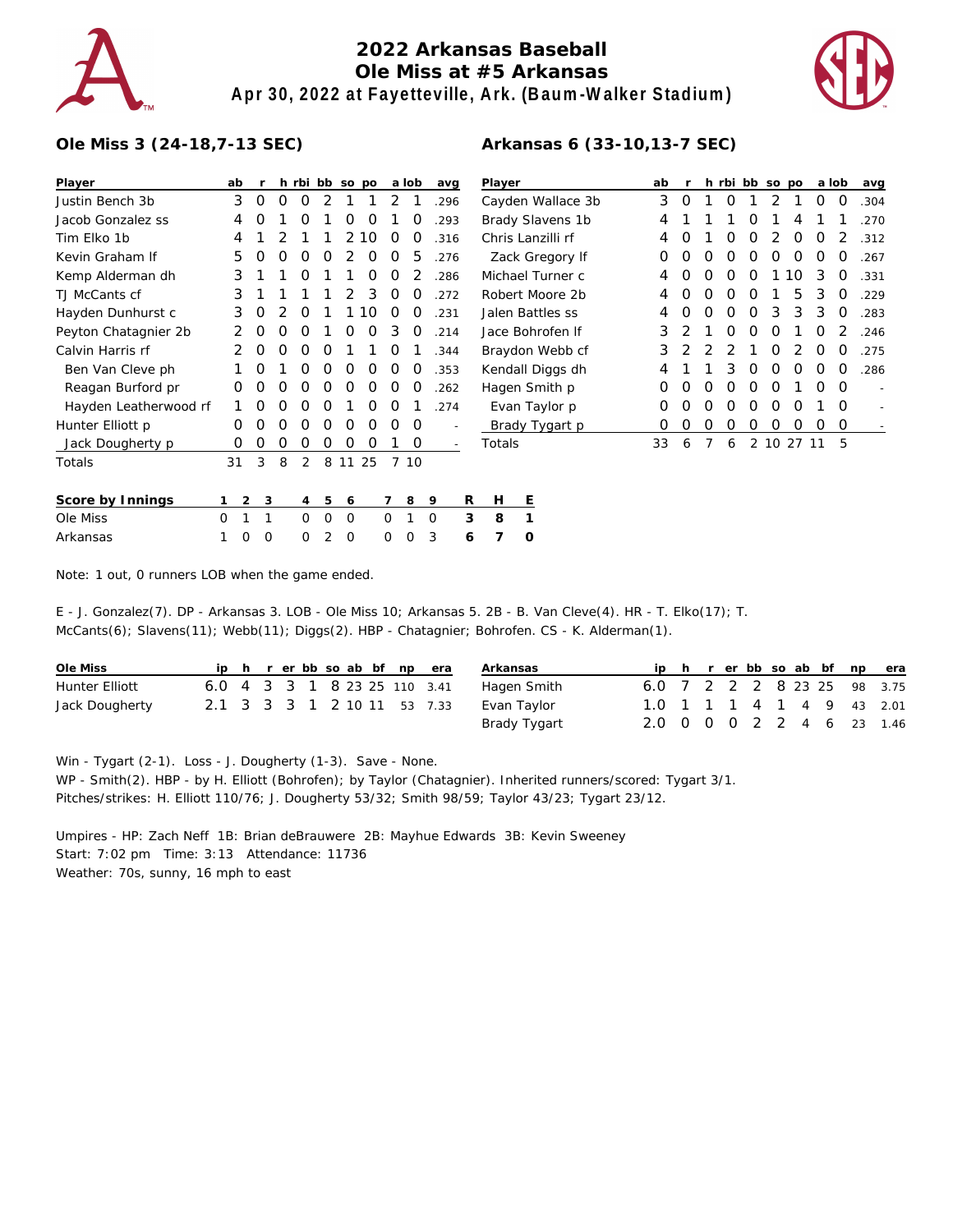# 2022 Arkansas Baseball
## Ole Miss at #5 Arkansas
### Apr 30, 2022 at Fayetteville, Ark. (Baum-Walker Stadium)

**Ole Miss 3 (24-18,7-13 SEC)**

| Player | ab | r | h | rbi | bb | so | po | a | lob | avg |
|---|---|---|---|---|---|---|---|---|---|---|
| Justin Bench 3b | 3 | 0 | 0 | 0 | 2 | 1 | 1 | 2 | 1 | .296 |
| Jacob Gonzalez ss | 4 | 0 | 1 | 0 | 1 | 0 | 0 | 1 | 0 | .293 |
| Tim Elko 1b | 4 | 1 | 2 | 1 | 1 | 2 | 10 | 0 | 0 | .316 |
| Kevin Graham lf | 5 | 0 | 0 | 0 | 0 | 2 | 0 | 0 | 5 | .276 |
| Kemp Alderman dh | 3 | 1 | 1 | 0 | 1 | 1 | 0 | 0 | 2 | .286 |
| TJ McCants cf | 3 | 1 | 1 | 1 | 1 | 2 | 3 | 0 | 0 | .272 |
| Hayden Dunhurst c | 3 | 0 | 2 | 0 | 1 | 1 | 10 | 0 | 0 | .231 |
| Peyton Chatagnier 2b | 2 | 0 | 0 | 0 | 1 | 0 | 0 | 3 | 0 | .214 |
| Calvin Harris rf | 2 | 0 | 0 | 0 | 0 | 1 | 1 | 0 | 1 | .344 |
| Ben Van Cleve ph | 1 | 0 | 1 | 0 | 0 | 0 | 0 | 0 | 0 | .353 |
| Reagan Burford pr | 0 | 0 | 0 | 0 | 0 | 0 | 0 | 0 | 0 | .262 |
| Hayden Leatherwood rf | 1 | 0 | 0 | 0 | 0 | 1 | 0 | 0 | 1 | .274 |
| Hunter Elliott p | 0 | 0 | 0 | 0 | 0 | 0 | 0 | 0 | 0 | - |
| Jack Dougherty p | 0 | 0 | 0 | 0 | 0 | 0 | 0 | 1 | 0 | - |
| Totals | 31 | 3 | 8 | 2 | 8 | 11 | 25 | 7 | 10 | |

**Arkansas 6 (33-10,13-7 SEC)**

| Player | ab | r | h | rbi | bb | so | po | a | lob | avg |
|---|---|---|---|---|---|---|---|---|---|---|
| Cayden Wallace 3b | 3 | 0 | 1 | 0 | 1 | 2 | 1 | 0 | 0 | .304 |
| Brady Slavens 1b | 4 | 1 | 1 | 1 | 0 | 1 | 4 | 1 | 1 | .270 |
| Chris Lanzilli rf | 4 | 0 | 1 | 0 | 0 | 2 | 0 | 0 | 2 | .312 |
| Zack Gregory lf | 0 | 0 | 0 | 0 | 0 | 0 | 0 | 0 | 0 | .267 |
| Michael Turner c | 4 | 0 | 0 | 0 | 0 | 1 | 10 | 3 | 0 | .331 |
| Robert Moore 2b | 4 | 0 | 0 | 0 | 0 | 1 | 5 | 3 | 0 | .229 |
| Jalen Battles ss | 4 | 0 | 0 | 0 | 0 | 3 | 3 | 3 | 0 | .283 |
| Jace Bohrofen lf | 3 | 2 | 1 | 0 | 0 | 0 | 1 | 0 | 2 | .246 |
| Braydon Webb cf | 3 | 2 | 2 | 2 | 1 | 0 | 2 | 0 | 0 | .275 |
| Kendall Diggs dh | 4 | 1 | 1 | 3 | 0 | 0 | 0 | 0 | 0 | .286 |
| Hagen Smith p | 0 | 0 | 0 | 0 | 0 | 0 | 1 | 0 | 0 | - |
| Evan Taylor p | 0 | 0 | 0 | 0 | 0 | 0 | 0 | 1 | 0 | - |
| Brady Tygart p | 0 | 0 | 0 | 0 | 0 | 0 | 0 | 0 | 0 | - |
| Totals | 33 | 6 | 7 | 6 | 2 | 10 | 27 | 11 | 5 | |

| Score by Innings | 1 | 2 | 3 | 4 | 5 | 6 | 7 | 8 | 9 | R | H | E |
|---|---|---|---|---|---|---|---|---|---|---|---|---|
| Ole Miss | 0 | 1 | 1 | 0 | 0 | 0 | 0 | 1 | 0 | 3 | 8 | 1 |
| Arkansas | 1 | 0 | 0 | 0 | 2 | 0 | 0 | 0 | 3 | 6 | 7 | 0 |

Note: 1 out, 0 runners LOB when the game ended.

E - J. Gonzalez(7). DP - Arkansas 3. LOB - Ole Miss 10; Arkansas 5. 2B - B. Van Cleve(4). HR - T. Elko(17); T. McCants(6); Slavens(11); Webb(11); Diggs(2). HBP - Chatagnier; Bohrofen. CS - K. Alderman(1).

| Ole Miss | ip | h | r | er | bb | so | ab | bf | np | era |
|---|---|---|---|---|---|---|---|---|---|---|
| Hunter Elliott | 6.0 | 4 | 3 | 3 | 1 | 8 | 23 | 25 | 110 | 3.41 |
| Jack Dougherty | 2.1 | 3 | 3 | 3 | 1 | 2 | 10 | 11 | 53 | 7.33 |

| Arkansas | ip | h | r | er | bb | so | ab | bf | np | era |
|---|---|---|---|---|---|---|---|---|---|---|
| Hagen Smith | 6.0 | 7 | 2 | 2 | 2 | 8 | 23 | 25 | 98 | 3.75 |
| Evan Taylor | 1.0 | 1 | 1 | 1 | 4 | 1 | 4 | 9 | 43 | 2.01 |
| Brady Tygart | 2.0 | 0 | 0 | 0 | 2 | 2 | 4 | 6 | 23 | 1.46 |

Win - Tygart (2-1). Loss - J. Dougherty (1-3). Save - None.
WP - Smith(2). HBP - by H. Elliott (Bohrofen); by Taylor (Chatagnier). Inherited runners/scored: Tygart 3/1.
Pitches/strikes: H. Elliott 110/76; J. Dougherty 53/32; Smith 98/59; Taylor 43/23; Tygart 23/12.

Umpires - HP: Zach Neff 1B: Brian deBrauwere 2B: Mayhue Edwards 3B: Kevin Sweeney
Start: 7:02 pm Time: 3:13 Attendance: 11736
Weather: 70s, sunny, 16 mph to east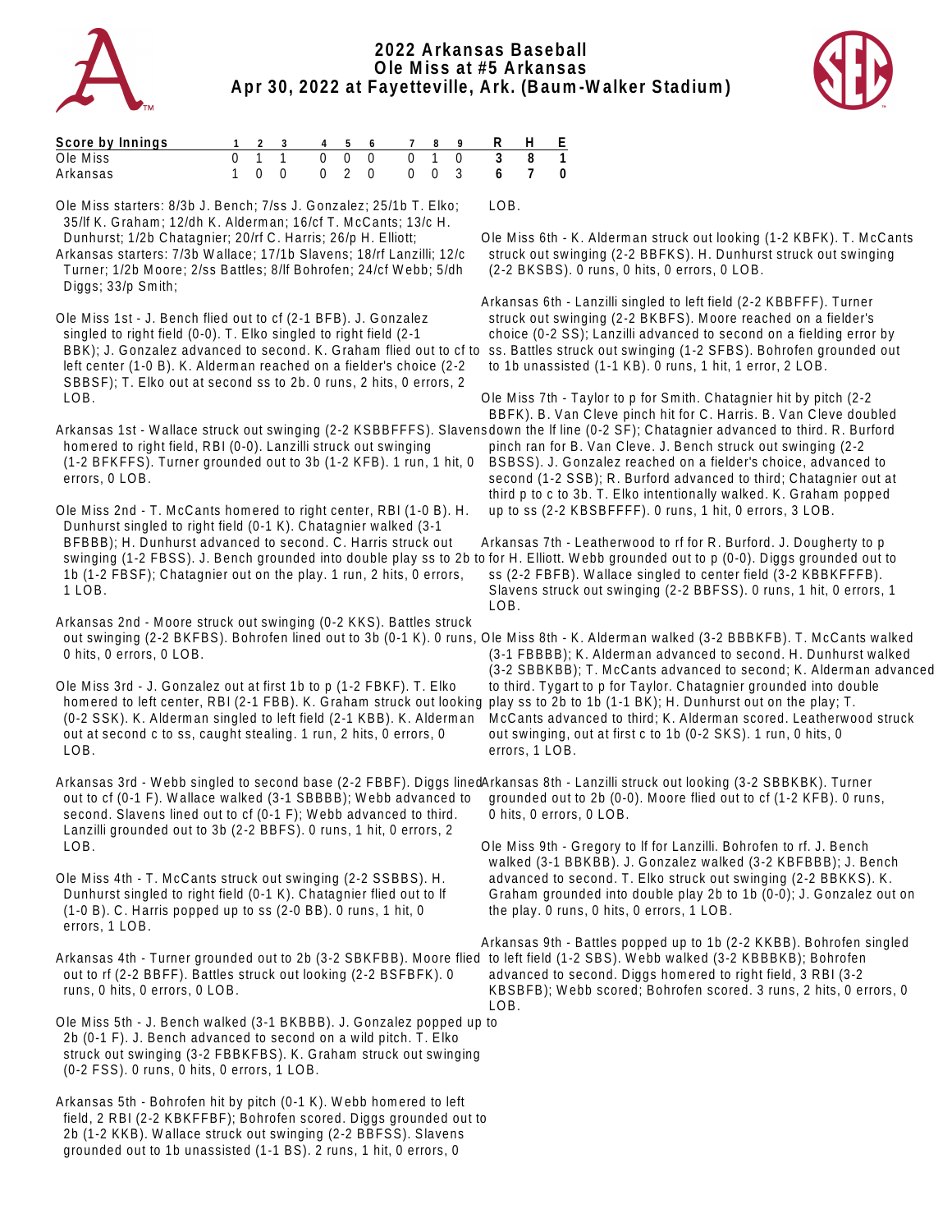# 2022 Arkansas Baseball
## Ole Miss at #5 Arkansas
### Apr 30, 2022 at Fayetteville, Ark. (Baum-Walker Stadium)

| Score by Innings | 1 | 2 | 3 | 4 | 5 | 6 | 7 | 8 | 9 | R | H | E |
|---|---|---|---|---|---|---|---|---|---|---|---|---|
| Ole Miss | 0 | 1 | 1 | 0 | 0 | 0 | 0 | 1 | 0 | 3 | 8 | 1 |
| Arkansas | 1 | 0 | 0 | 0 | 2 | 0 | 0 | 0 | 3 | 6 | 7 | 0 |

Ole Miss starters: 8/3b J. Bench; 7/ss J. Gonzalez; 25/1b T. Elko; 35/lf K. Graham; 12/dh K. Alderman; 16/cf T. McCants; 13/c H. Dunhurst; 1/2b Chatagnier; 20/rf C. Harris; 26/p H. Elliott;
Arkansas starters: 7/3b Wallace; 17/1b Slavens; 18/rf Lanzilli; 12/c Turner; 1/2b Moore; 2/ss Battles; 8/lf Bohrofen; 24/cf Webb; 5/dh Diggs; 33/p Smith;

Ole Miss 1st - J. Bench flied out to cf (2-1 BFB). J. Gonzalez singled to right field (0-0). T. Elko singled to right field (2-1 BBK); J. Gonzalez advanced to second. K. Graham flied out to cf to left center (1-0 B). K. Alderman reached on a fielder's choice (2-2 SBBSF); T. Elko out at second ss to 2b. 0 runs, 2 hits, 0 errors, 2 LOB.

Arkansas 1st - Wallace struck out swinging (2-2 KSBBFFFS). Slavens homered to right field, RBI (0-0). Lanzilli struck out swinging (1-2 BFKFFS). Turner grounded out to 3b (1-2 KFB). 1 run, 1 hit, 0 errors, 0 LOB.

Ole Miss 2nd - T. McCants homered to right center, RBI (1-0 B). H. Dunhurst singled to right field (0-1 K). Chatagnier walked (3-1 BFBBB); H. Dunhurst advanced to second. C. Harris struck out swinging (1-2 FBSS). J. Bench grounded into double play ss to 2b to 1b (1-2 FBSF); Chatagnier out on the play. 1 run, 2 hits, 0 errors, 1 LOB.

Arkansas 2nd - Moore struck out swinging (0-2 KKS). Battles struck out swinging (2-2 BKFBS). Bohrofen lined out to 3b (0-1 K). 0 runs, 0 hits, 0 errors, 0 LOB.

Ole Miss 3rd - J. Gonzalez out at first 1b to p (1-2 FBKF). T. Elko homered to left center, RBI (2-1 FBB). K. Graham struck out looking (0-2 SSK). K. Alderman singled to left field (2-1 KBB). K. Alderman out at second c to ss, caught stealing. 1 run, 2 hits, 0 errors, 0 LOB.

Arkansas 3rd - Webb singled to second base (2-2 FBBF). Diggs lined out to cf (0-1 F). Wallace walked (3-1 SBBBB); Webb advanced to second. Slavens lined out to cf (0-1 F); Webb advanced to third. Lanzilli grounded out to 3b (2-2 BBFS). 0 runs, 1 hit, 0 errors, 2 LOB.

Ole Miss 4th - T. McCants struck out swinging (2-2 SSBBS). H. Dunhurst singled to right field (0-1 K). Chatagnier flied out to lf (1-0 B). C. Harris popped up to ss (2-0 BB). 0 runs, 1 hit, 0 errors, 1 LOB.

Arkansas 4th - Turner grounded out to 2b (3-2 SBKFBB). Moore flied out to rf (2-2 BBFF). Battles struck out looking (2-2 BSFBFK). 0 runs, 0 hits, 0 errors, 0 LOB.

Ole Miss 5th - J. Bench walked (3-1 BKBBB). J. Gonzalez popped up to 2b (0-1 F). J. Bench advanced to second on a wild pitch. T. Elko struck out swinging (3-2 FBBKFBS). K. Graham struck out swinging (0-2 FSS). 0 runs, 0 hits, 0 errors, 1 LOB.

Arkansas 5th - Bohrofen hit by pitch (0-1 K). Webb homered to left field, 2 RBI (2-2 KBKFFBF); Bohrofen scored. Diggs grounded out to 2b (1-2 KKB). Wallace struck out swinging (2-2 BBFSS). Slavens grounded out to 1b unassisted (1-1 BS). 2 runs, 1 hit, 0 errors, 0 LOB.

Ole Miss 6th - K. Alderman struck out looking (1-2 KBFK). T. McCants struck out swinging (2-2 BBFKS). H. Dunhurst struck out swinging (2-2 BKSBS). 0 runs, 0 hits, 0 errors, 0 LOB.

Arkansas 6th - Lanzilli singled to left field (2-2 KBBFFF). Turner struck out swinging (2-2 BKBFS). Moore reached on a fielder's choice (0-2 SS); Lanzilli advanced to second on a fielding error by ss. Battles struck out swinging (1-2 SFBS). Bohrofen grounded out to 1b unassisted (1-1 KB). 0 runs, 1 hit, 1 error, 2 LOB.

Ole Miss 7th - Taylor to p for Smith. Chatagnier hit by pitch (2-2 BBFK). B. Van Cleve pinch hit for C. Harris. B. Van Cleve doubled down the lf line (0-2 SF); Chatagnier advanced to third. R. Burford pinch ran for B. Van Cleve. J. Bench struck out swinging (2-2 BSBSS). J. Gonzalez reached on a fielder's choice, advanced to second (1-2 SSB); R. Burford advanced to third; Chatagnier out at third p to c to 3b. T. Elko intentionally walked. K. Graham popped up to ss (2-2 KBSBFFFF). 0 runs, 1 hit, 0 errors, 3 LOB.

Arkansas 7th - Leatherwood to rf for R. Burford. J. Dougherty to p for H. Elliott. Webb grounded out to p (0-0). Diggs grounded out to ss (2-2 FBFB). Wallace singled to center field (3-2 KBBKFFFB). Slavens struck out swinging (2-2 BBFSS). 0 runs, 1 hit, 0 errors, 1 LOB.

Ole Miss 8th - K. Alderman walked (3-2 BBBKFB). T. McCants walked (3-1 FBBBB); K. Alderman advanced to second. H. Dunhurst walked (3-2 SBBKBB); T. McCants advanced to second; K. Alderman advanced to third. Tygart to p for Taylor. Chatagnier grounded into double play ss to 2b to 1b (1-1 BK); H. Dunhurst out on the play; T. McCants advanced to third; K. Alderman scored. Leatherwood struck out swinging, out at first c to 1b (0-2 SKS). 1 run, 0 hits, 0 errors, 1 LOB.

Arkansas 8th - Lanzilli struck out looking (3-2 SBBKBK). Turner grounded out to 2b (0-0). Moore flied out to cf (1-2 KFB). 0 runs, 0 hits, 0 errors, 0 LOB.

Ole Miss 9th - Gregory to lf for Lanzilli. Bohrofen to rf. J. Bench walked (3-1 BBKBB). J. Gonzalez walked (3-2 KBFBBB); J. Bench advanced to second. T. Elko struck out swinging (2-2 BBKKS). K. Graham grounded into double play 2b to 1b (0-0); J. Gonzalez out on the play. 0 runs, 0 hits, 0 errors, 1 LOB.

Arkansas 9th - Battles popped up to 1b (2-2 KKBB). Bohrofen singled to left field (1-2 SBS). Webb walked (3-2 KBBBKB); Bohrofen advanced to second. Diggs homered to right field, 3 RBI (3-2 KBSBFB); Webb scored; Bohrofen scored. 3 runs, 2 hits, 0 errors, 0 LOB.